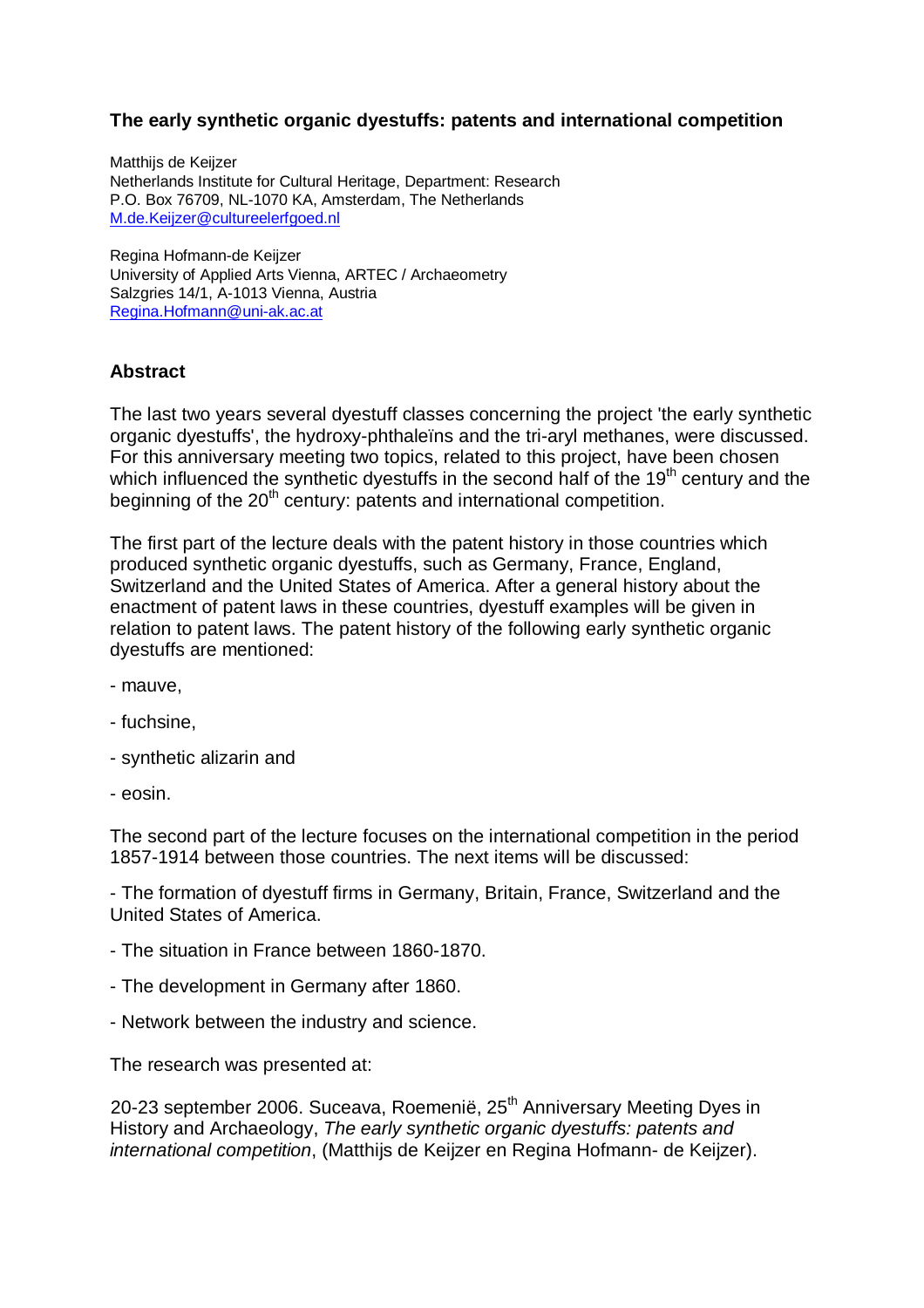# The early synthetic organic dyestuffs: patents and international competition

Matthijs de Keijzer
Netherlands Institute for Cultural Heritage, Department: Research
P.O. Box 76709, NL-1070 KA, Amsterdam, The Netherlands
M.de.Keijzer@cultureelerfgoed.nl

Regina Hofmann-de Keijzer
University of Applied Arts Vienna, ARTEC / Archaeometry
Salzgries 14/1, A-1013 Vienna, Austria
Regina.Hofmann@uni-ak.ac.at

## Abstract

The last two years several dyestuff classes concerning the project 'the early synthetic organic dyestuffs', the hydroxy-phthaleïns and the tri-aryl methanes, were discussed. For this anniversary meeting two topics, related to this project, have been chosen which influenced the synthetic dyestuffs in the second half of the 19th century and the beginning of the 20th century: patents and international competition.

The first part of the lecture deals with the patent history in those countries which produced synthetic organic dyestuffs, such as Germany, France, England, Switzerland and the United States of America. After a general history about the enactment of patent laws in these countries, dyestuff examples will be given in relation to patent laws. The patent history of the following early synthetic organic dyestuffs are mentioned:

- mauve,
- fuchsine,
- synthetic alizarin and
- eosin.

The second part of the lecture focuses on the international competition in the period 1857-1914 between those countries. The next items will be discussed:

- The formation of dyestuff firms in Germany, Britain, France, Switzerland and the United States of America.
- The situation in France between 1860-1870.
- The development in Germany after 1860.
- Network between the industry and science.

The research was presented at:

20-23 september 2006. Suceava, Roemenië, 25th Anniversary Meeting Dyes in History and Archaeology, *The early synthetic organic dyestuffs: patents and international competition*, (Matthijs de Keijzer en Regina Hofmann- de Keijzer).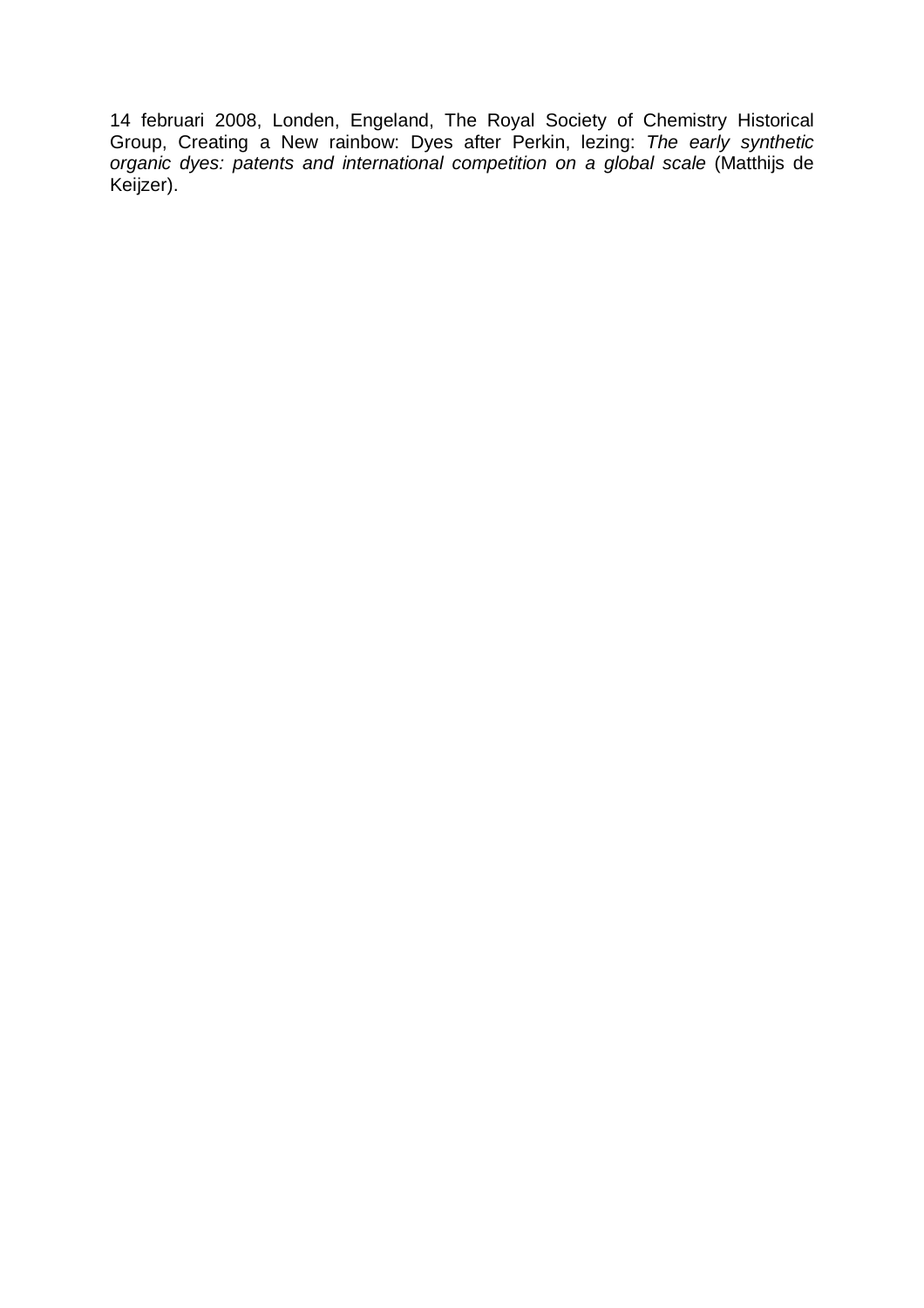14 februari 2008, Londen, Engeland, The Royal Society of Chemistry Historical Group, Creating a New rainbow: Dyes after Perkin, lezing: *The early synthetic organic dyes: patents and international competition on a global scale* (Matthijs de Keijzer).